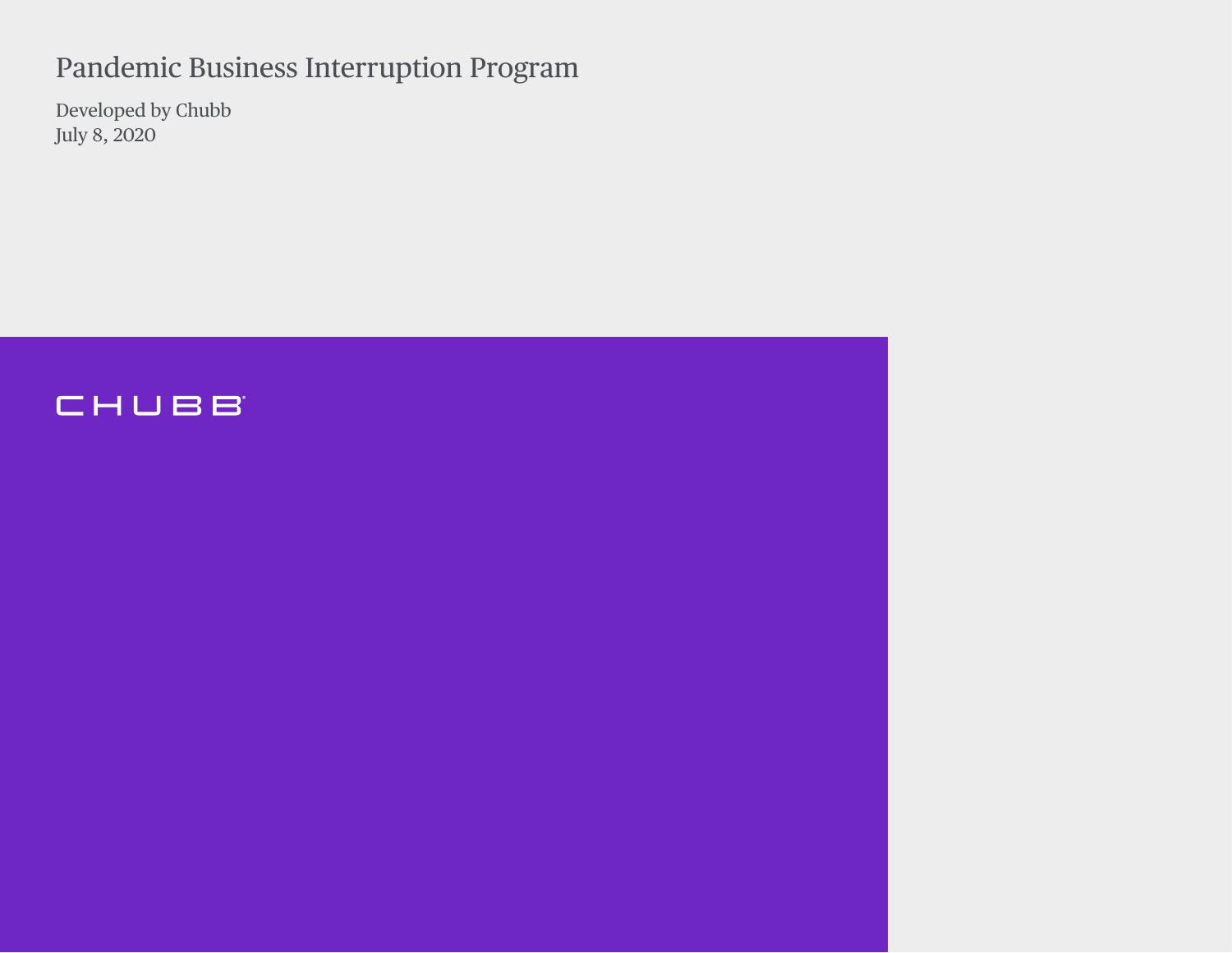# Pandemic Business Interruption Program

Developed by Chubb
July 8, 2020

CHUBB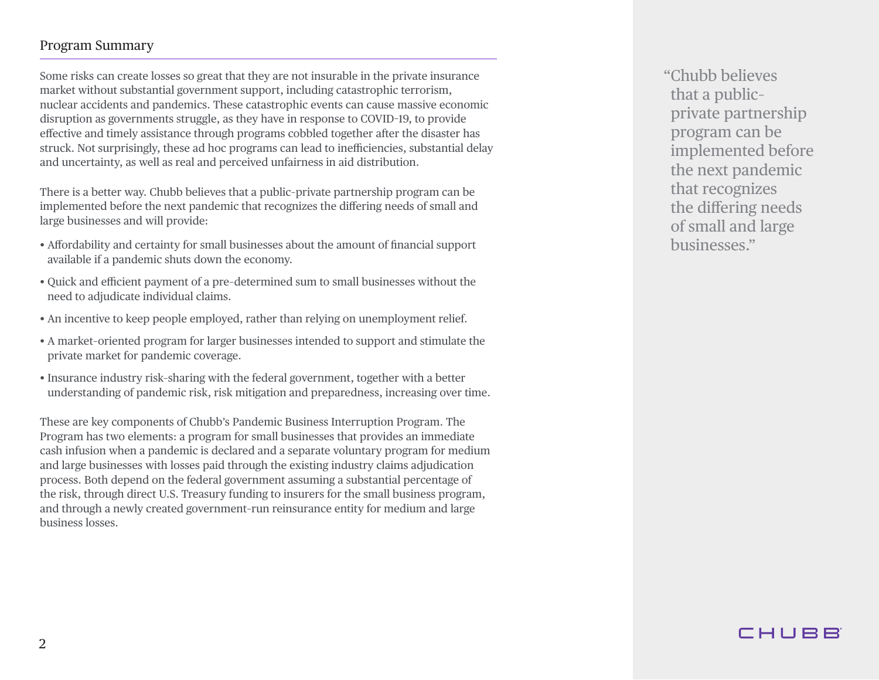## Program Summary

Some risks can create losses so great that they are not insurable in the private insurance market without substantial government support, including catastrophic terrorism, nuclear accidents and pandemics. These catastrophic events can cause massive economic disruption as governments struggle, as they have in response to COVID-19, to provide effective and timely assistance through programs cobbled together after the disaster has struck. Not surprisingly, these ad hoc programs can lead to inefficiencies, substantial delay and uncertainty, as well as real and perceived unfairness in aid distribution.

There is a better way. Chubb believes that a public-private partnership program can be implemented before the next pandemic that recognizes the differing needs of small and large businesses and will provide:

- Affordability and certainty for small businesses about the amount of financial support available if a pandemic shuts down the economy.
- Quick and efficient payment of a pre-determined sum to small businesses without the need to adjudicate individual claims.
- An incentive to keep people employed, rather than relying on unemployment relief.
- A market-oriented program for larger businesses intended to support and stimulate the private market for pandemic coverage.
- Insurance industry risk-sharing with the federal government, together with a better understanding of pandemic risk, risk mitigation and preparedness, increasing over time.

These are key components of Chubb's Pandemic Business Interruption Program. The Program has two elements: a program for small businesses that provides an immediate cash infusion when a pandemic is declared and a separate voluntary program for medium and large businesses with losses paid through the existing industry claims adjudication process. Both depend on the federal government assuming a substantial percentage of the risk, through direct U.S. Treasury funding to insurers for the small business program, and through a newly created government-run reinsurance entity for medium and large business losses.

> "Chubb believes that a public-private partnership program can be implemented before the next pandemic that recognizes the differing needs of small and large businesses."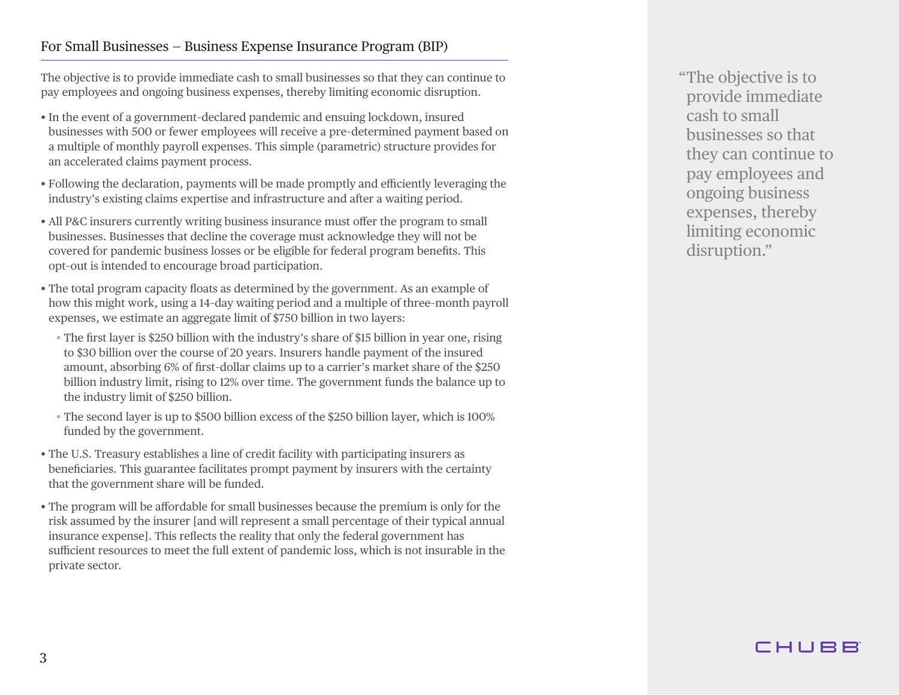## For Small Businesses – Business Expense Insurance Program (BIP)

The objective is to provide immediate cash to small businesses so that they can continue to pay employees and ongoing business expenses, thereby limiting economic disruption.

- In the event of a government-declared pandemic and ensuing lockdown, insured businesses with 500 or fewer employees will receive a pre-determined payment based on a multiple of monthly payroll expenses. This simple (parametric) structure provides for an accelerated claims payment process.
- Following the declaration, payments will be made promptly and efficiently leveraging the industry's existing claims expertise and infrastructure and after a waiting period.
- All P&C insurers currently writing business insurance must offer the program to small businesses. Businesses that decline the coverage must acknowledge they will not be covered for pandemic business losses or be eligible for federal program benefits. This opt-out is intended to encourage broad participation.
- The total program capacity floats as determined by the government. As an example of how this might work, using a 14-day waiting period and a multiple of three-month payroll expenses, we estimate an aggregate limit of $750 billion in two layers:
  - The first layer is $250 billion with the industry's share of $15 billion in year one, rising to $30 billion over the course of 20 years. Insurers handle payment of the insured amount, absorbing 6% of first-dollar claims up to a carrier's market share of the $250 billion industry limit, rising to 12% over time. The government funds the balance up to the industry limit of $250 billion.
  - The second layer is up to $500 billion excess of the $250 billion layer, which is 100% funded by the government.
- The U.S. Treasury establishes a line of credit facility with participating insurers as beneficiaries. This guarantee facilitates prompt payment by insurers with the certainty that the government share will be funded.
- The program will be affordable for small businesses because the premium is only for the risk assumed by the insurer [and will represent a small percentage of their typical annual insurance expense]. This reflects the reality that only the federal government has sufficient resources to meet the full extent of pandemic loss, which is not insurable in the private sector.

> "The objective is to provide immediate cash to small businesses so that they can continue to pay employees and ongoing business expenses, thereby limiting economic disruption."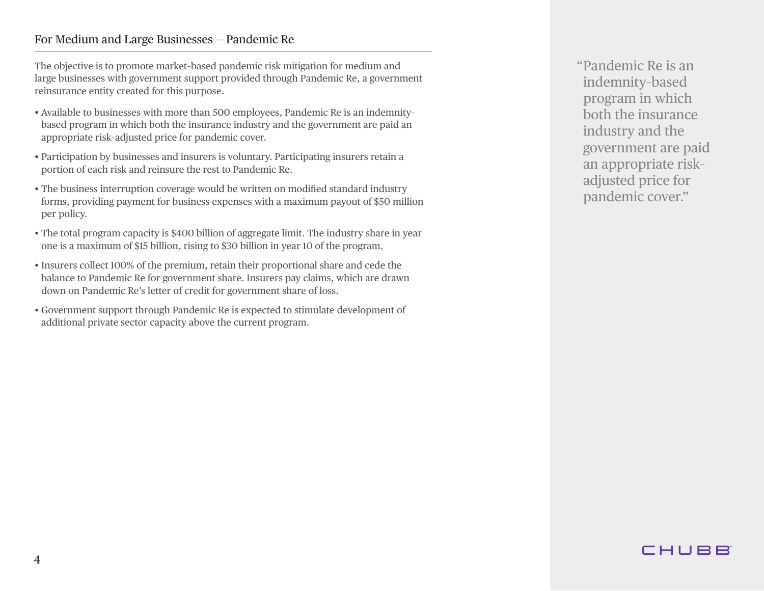## For Medium and Large Businesses – Pandemic Re

The objective is to promote market-based pandemic risk mitigation for medium and large businesses with government support provided through Pandemic Re, a government reinsurance entity created for this purpose.

- Available to businesses with more than 500 employees, Pandemic Re is an indemnity-based program in which both the insurance industry and the government are paid an appropriate risk-adjusted price for pandemic cover.
- Participation by businesses and insurers is voluntary. Participating insurers retain a portion of each risk and reinsure the rest to Pandemic Re.
- The business interruption coverage would be written on modified standard industry forms, providing payment for business expenses with a maximum payout of $50 million per policy.
- The total program capacity is $400 billion of aggregate limit. The industry share in year one is a maximum of $15 billion, rising to $30 billion in year 10 of the program.
- Insurers collect 100% of the premium, retain their proportional share and cede the balance to Pandemic Re for government share. Insurers pay claims, which are drawn down on Pandemic Re's letter of credit for government share of loss.
- Government support through Pandemic Re is expected to stimulate development of additional private sector capacity above the current program.

> "Pandemic Re is an indemnity-based program in which both the insurance industry and the government are paid an appropriate risk-adjusted price for pandemic cover."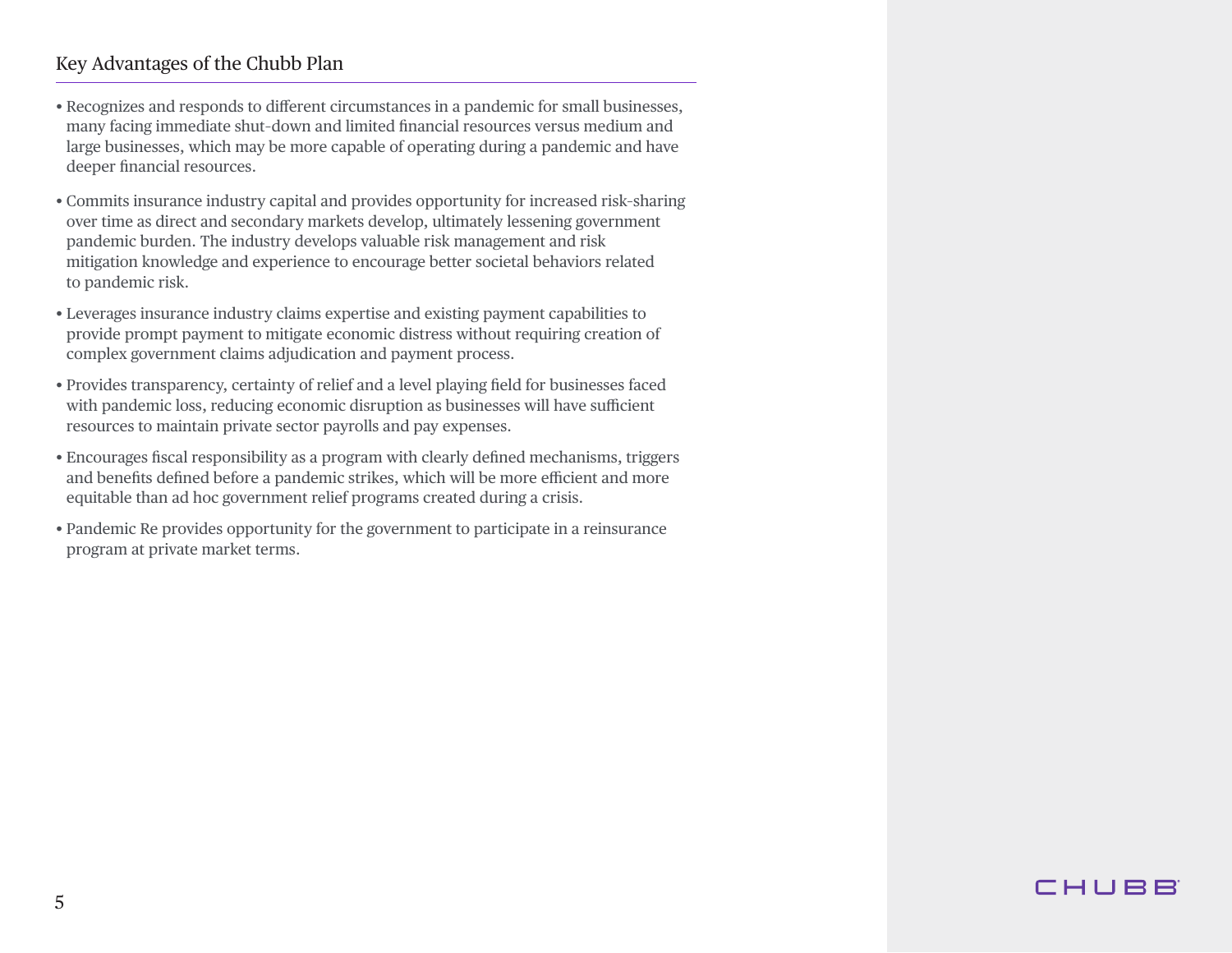## Key Advantages of the Chubb Plan

- Recognizes and responds to different circumstances in a pandemic for small businesses, many facing immediate shut-down and limited financial resources versus medium and large businesses, which may be more capable of operating during a pandemic and have deeper financial resources.
- Commits insurance industry capital and provides opportunity for increased risk-sharing over time as direct and secondary markets develop, ultimately lessening government pandemic burden. The industry develops valuable risk management and risk mitigation knowledge and experience to encourage better societal behaviors related to pandemic risk.
- Leverages insurance industry claims expertise and existing payment capabilities to provide prompt payment to mitigate economic distress without requiring creation of complex government claims adjudication and payment process.
- Provides transparency, certainty of relief and a level playing field for businesses faced with pandemic loss, reducing economic disruption as businesses will have sufficient resources to maintain private sector payrolls and pay expenses.
- Encourages fiscal responsibility as a program with clearly defined mechanisms, triggers and benefits defined before a pandemic strikes, which will be more efficient and more equitable than ad hoc government relief programs created during a crisis.
- Pandemic Re provides opportunity for the government to participate in a reinsurance program at private market terms.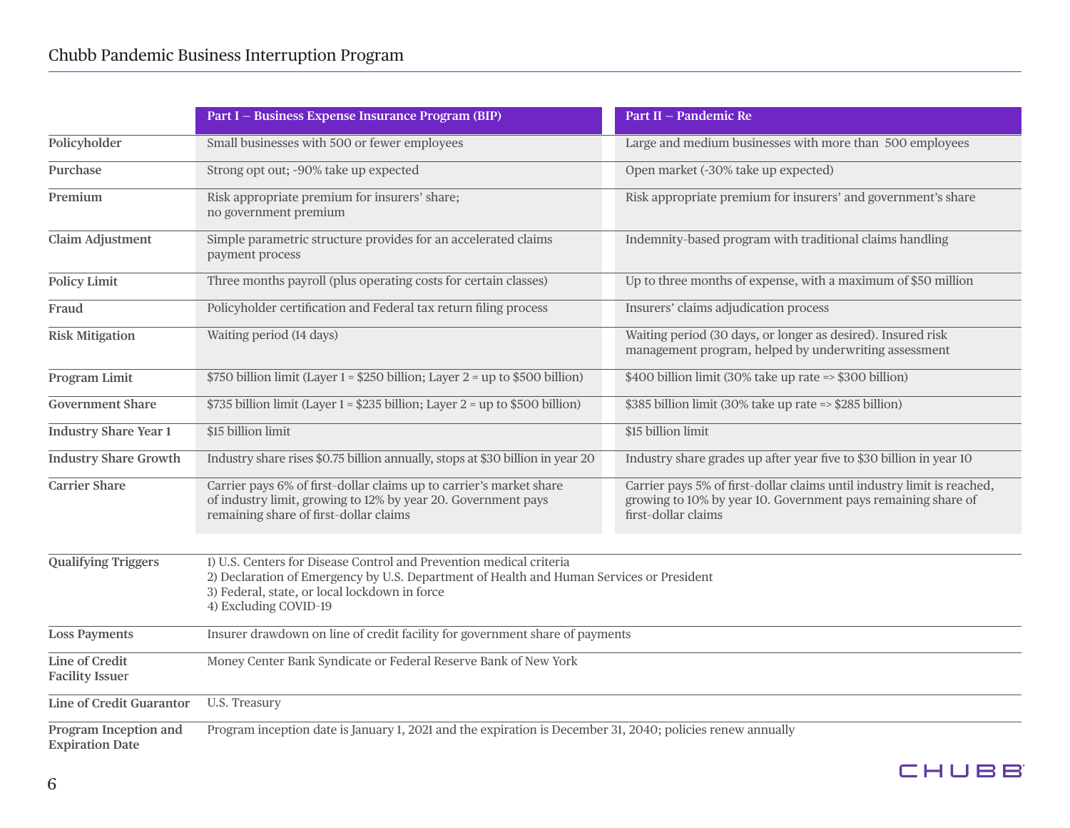| | Part I — Business Expense Insurance Program (BIP) | Part II — Pandemic Re |
|---|---|---|
| **Policyholder** | Small businesses with 500 or fewer employees | Large and medium businesses with more than 500 employees |
| **Purchase** | Strong opt out; ~90% take up expected | Open market (~30% take up expected) |
| **Premium** | Risk appropriate premium for insurers' share; no government premium | Risk appropriate premium for insurers' and government's share |
| **Claim Adjustment** | Simple parametric structure provides for an accelerated claims payment process | Indemnity-based program with traditional claims handling |
| **Policy Limit** | Three months payroll (plus operating costs for certain classes) | Up to three months of expense, with a maximum of $50 million |
| **Fraud** | Policyholder certification and Federal tax return filing process | Insurers' claims adjudication process |
| **Risk Mitigation** | Waiting period (14 days) | Waiting period (30 days, or longer as desired). Insured risk management program, helped by underwriting assessment |
| **Program Limit** | $750 billion limit (Layer 1 = $250 billion; Layer 2 = up to $500 billion) | $400 billion limit (30% take up rate => $300 billion) |
| **Government Share** | $735 billion limit (Layer 1 = $235 billion; Layer 2 = up to $500 billion) | $385 billion limit (30% take up rate => $285 billion) |
| **Industry Share Year 1** | $15 billion limit | $15 billion limit |
| **Industry Share Growth** | Industry share rises $0.75 billion annually, stops at $30 billion in year 20 | Industry share grades up after year five to $30 billion in year 10 |
| **Carrier Share** | Carrier pays 6% of first-dollar claims up to carrier's market share of industry limit, growing to 12% by year 20. Government pays remaining share of first-dollar claims | Carrier pays 5% of first-dollar claims until industry limit is reached, growing to 10% by year 10. Government pays remaining share of first-dollar claims |

| | |
|---|---|
| **Qualifying Triggers** | 1) U.S. Centers for Disease Control and Prevention medical criteria<br>2) Declaration of Emergency by U.S. Department of Health and Human Services or President<br>3) Federal, state, or local lockdown in force<br>4) Excluding COVID-19 |
| **Loss Payments** | Insurer drawdown on line of credit facility for government share of payments |
| **Line of Credit Facility Issuer** | Money Center Bank Syndicate or Federal Reserve Bank of New York |
| **Line of Credit Guarantor** | U.S. Treasury |
| **Program Inception and Expiration Date** | Program inception date is January 1, 2021 and the expiration is December 31, 2040; policies renew annually |